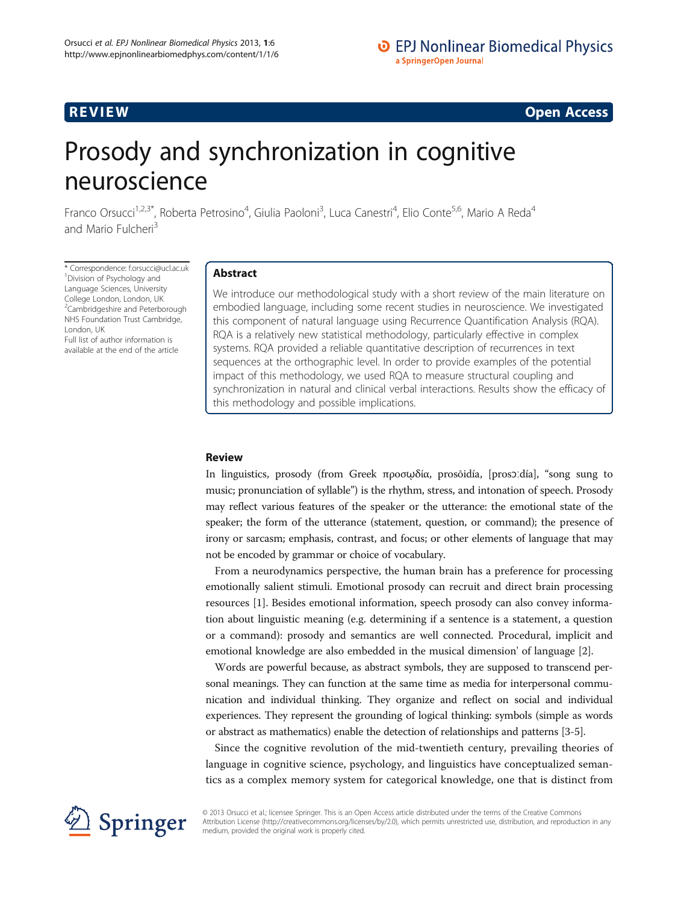REVIEW Open Access

# Prosody and synchronization in cognitive neuroscience

Franco Orsucci[1,2,3*], Roberta Petrosino[4], Giulia Paoloni[3], Luca Canestri[4], Elio Conte[5,6], Mario A Reda[4] and Mario Fulcheri[3]

\* Correspondence: f.orsucci@ucl.ac.uk
[1]Division of Psychology and Language Sciences, University College London, London, UK
[2]Cambridgeshire and Peterborough NHS Foundation Trust Cambridge, London, UK
Full list of author information is available at the end of the article

## Abstract

We introduce our methodological study with a short review of the main literature on embodied language, including some recent studies in neuroscience. We investigated this component of natural language using Recurrence Quantification Analysis (RQA). RQA is a relatively new statistical methodology, particularly effective in complex systems. RQA provided a reliable quantitative description of recurrences in text sequences at the orthographic level. In order to provide examples of the potential impact of this methodology, we used RQA to measure structural coupling and synchronization in natural and clinical verbal interactions. Results show the efficacy of this methodology and possible implications.

## Review

In linguistics, prosody (from Greek προσῳδία, prosōidía, [prosɔːdía], "song sung to music; pronunciation of syllable") is the rhythm, stress, and intonation of speech. Prosody may reflect various features of the speaker or the utterance: the emotional state of the speaker; the form of the utterance (statement, question, or command); the presence of irony or sarcasm; emphasis, contrast, and focus; or other elements of language that may not be encoded by grammar or choice of vocabulary.

From a neurodynamics perspective, the human brain has a preference for processing emotionally salient stimuli. Emotional prosody can recruit and direct brain processing resources [1]. Besides emotional information, speech prosody can also convey information about linguistic meaning (e.g. determining if a sentence is a statement, a question or a command): prosody and semantics are well connected. Procedural, implicit and emotional knowledge are also embedded in the musical dimension' of language [2].

Words are powerful because, as abstract symbols, they are supposed to transcend personal meanings. They can function at the same time as media for interpersonal communication and individual thinking. They organize and reflect on social and individual experiences. They represent the grounding of logical thinking: symbols (simple as words or abstract as mathematics) enable the detection of relationships and patterns [3-5].

Since the cognitive revolution of the mid-twentieth century, prevailing theories of language in cognitive science, psychology, and linguistics have conceptualized semantics as a complex memory system for categorical knowledge, one that is distinct from

© 2013 Orsucci et al.; licensee Springer. This is an Open Access article distributed under the terms of the Creative Commons Attribution License (http://creativecommons.org/licenses/by/2.0), which permits unrestricted use, distribution, and reproduction in any medium, provided the original work is properly cited.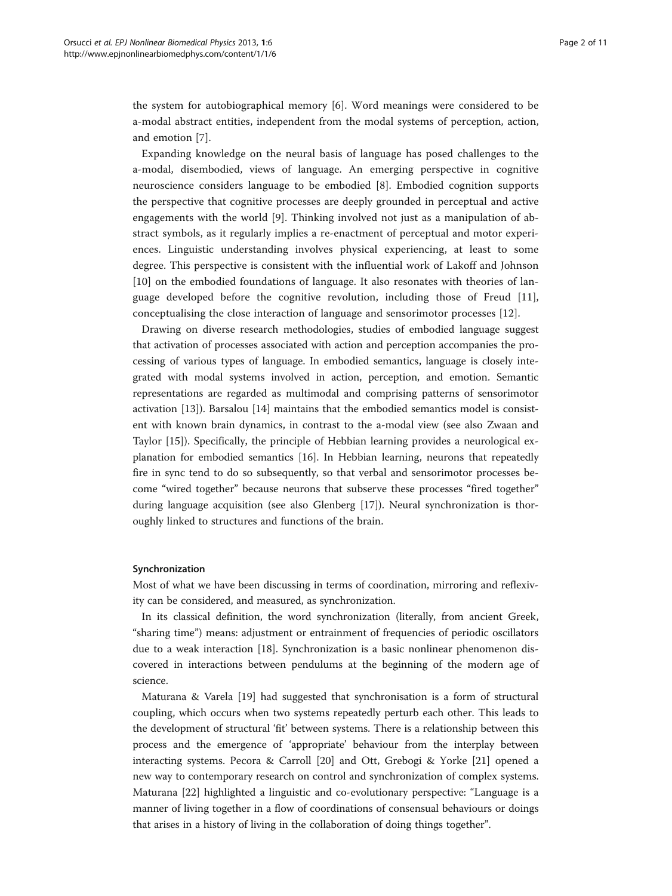the system for autobiographical memory [6]. Word meanings were considered to be a-modal abstract entities, independent from the modal systems of perception, action, and emotion [7].

Expanding knowledge on the neural basis of language has posed challenges to the a-modal, disembodied, views of language. An emerging perspective in cognitive neuroscience considers language to be embodied [8]. Embodied cognition supports the perspective that cognitive processes are deeply grounded in perceptual and active engagements with the world [9]. Thinking involved not just as a manipulation of abstract symbols, as it regularly implies a re-enactment of perceptual and motor experiences. Linguistic understanding involves physical experiencing, at least to some degree. This perspective is consistent with the influential work of Lakoff and Johnson [10] on the embodied foundations of language. It also resonates with theories of language developed before the cognitive revolution, including those of Freud [11], conceptualising the close interaction of language and sensorimotor processes [12].

Drawing on diverse research methodologies, studies of embodied language suggest that activation of processes associated with action and perception accompanies the processing of various types of language. In embodied semantics, language is closely integrated with modal systems involved in action, perception, and emotion. Semantic representations are regarded as multimodal and comprising patterns of sensorimotor activation [13]). Barsalou [14] maintains that the embodied semantics model is consistent with known brain dynamics, in contrast to the a-modal view (see also Zwaan and Taylor [15]). Specifically, the principle of Hebbian learning provides a neurological explanation for embodied semantics [16]. In Hebbian learning, neurons that repeatedly fire in sync tend to do so subsequently, so that verbal and sensorimotor processes become "wired together" because neurons that subserve these processes "fired together" during language acquisition (see also Glenberg [17]). Neural synchronization is thoroughly linked to structures and functions of the brain.

#### Synchronization

Most of what we have been discussing in terms of coordination, mirroring and reflexivity can be considered, and measured, as synchronization.

In its classical definition, the word synchronization (literally, from ancient Greek, "sharing time") means: adjustment or entrainment of frequencies of periodic oscillators due to a weak interaction [18]. Synchronization is a basic nonlinear phenomenon discovered in interactions between pendulums at the beginning of the modern age of science.

Maturana & Varela [19] had suggested that synchronisation is a form of structural coupling, which occurs when two systems repeatedly perturb each other. This leads to the development of structural 'fit' between systems. There is a relationship between this process and the emergence of 'appropriate' behaviour from the interplay between interacting systems. Pecora & Carroll [20] and Ott, Grebogi & Yorke [21] opened a new way to contemporary research on control and synchronization of complex systems. Maturana [22] highlighted a linguistic and co-evolutionary perspective: "Language is a manner of living together in a flow of coordinations of consensual behaviours or doings that arises in a history of living in the collaboration of doing things together".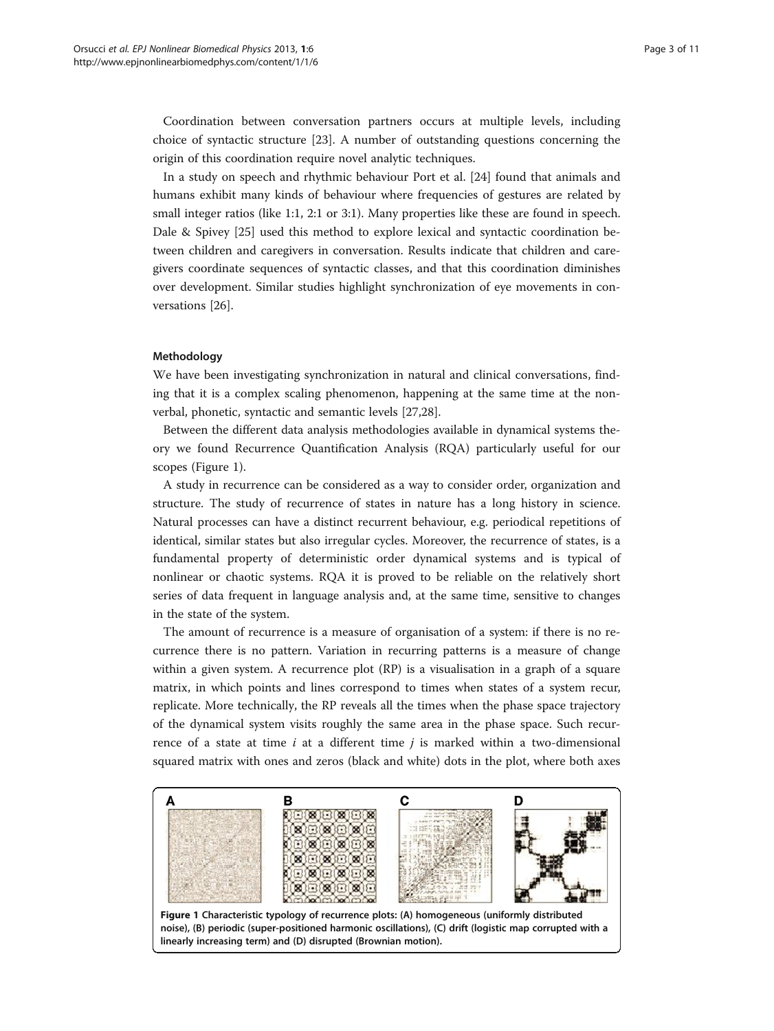Coordination between conversation partners occurs at multiple levels, including choice of syntactic structure [23]. A number of outstanding questions concerning the origin of this coordination require novel analytic techniques.

In a study on speech and rhythmic behaviour Port et al. [24] found that animals and humans exhibit many kinds of behaviour where frequencies of gestures are related by small integer ratios (like 1:1, 2:1 or 3:1). Many properties like these are found in speech. Dale & Spivey [25] used this method to explore lexical and syntactic coordination between children and caregivers in conversation. Results indicate that children and caregivers coordinate sequences of syntactic classes, and that this coordination diminishes over development. Similar studies highlight synchronization of eye movements in conversations [26].

## Methodology

We have been investigating synchronization in natural and clinical conversations, finding that it is a complex scaling phenomenon, happening at the same time at the non-verbal, phonetic, syntactic and semantic levels [27,28].

Between the different data analysis methodologies available in dynamical systems theory we found Recurrence Quantification Analysis (RQA) particularly useful for our scopes (Figure 1).

A study in recurrence can be considered as a way to consider order, organization and structure. The study of recurrence of states in nature has a long history in science. Natural processes can have a distinct recurrent behaviour, e.g. periodical repetitions of identical, similar states but also irregular cycles. Moreover, the recurrence of states, is a fundamental property of deterministic order dynamical systems and is typical of nonlinear or chaotic systems. RQA it is proved to be reliable on the relatively short series of data frequent in language analysis and, at the same time, sensitive to changes in the state of the system.

The amount of recurrence is a measure of organisation of a system: if there is no recurrence there is no pattern. Variation in recurring patterns is a measure of change within a given system. A recurrence plot (RP) is a visualisation in a graph of a square matrix, in which points and lines correspond to times when states of a system recur, replicate. More technically, the RP reveals all the times when the phase space trajectory of the dynamical system visits roughly the same area in the phase space. Such recurrence of a state at time $i$ at a different time $j$ is marked within a two-dimensional squared matrix with ones and zeros (black and white) dots in the plot, where both axes

**Figure 1 Characteristic typology of recurrence plots: (A) homogeneous (uniformly distributed noise), (B) periodic (super-positioned harmonic oscillations), (C) drift (logistic map corrupted with a linearly increasing term) and (D) disrupted (Brownian motion).**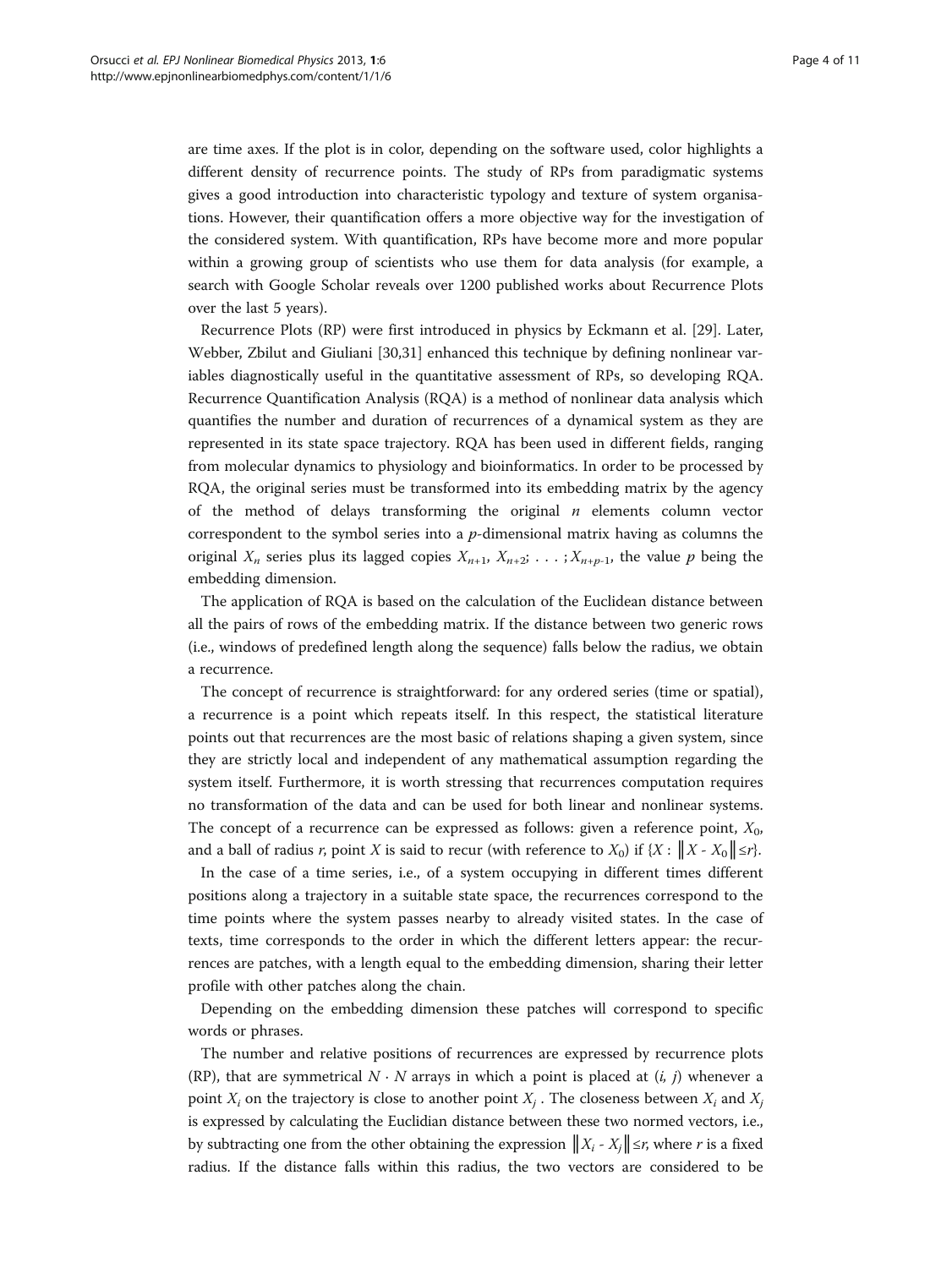are time axes. If the plot is in color, depending on the software used, color highlights a different density of recurrence points. The study of RPs from paradigmatic systems gives a good introduction into characteristic typology and texture of system organisations. However, their quantification offers a more objective way for the investigation of the considered system. With quantification, RPs have become more and more popular within a growing group of scientists who use them for data analysis (for example, a search with Google Scholar reveals over 1200 published works about Recurrence Plots over the last 5 years).

Recurrence Plots (RP) were first introduced in physics by Eckmann et al. [29]. Later, Webber, Zbilut and Giuliani [30,31] enhanced this technique by defining nonlinear variables diagnostically useful in the quantitative assessment of RPs, so developing RQA. Recurrence Quantification Analysis (RQA) is a method of nonlinear data analysis which quantifies the number and duration of recurrences of a dynamical system as they are represented in its state space trajectory. RQA has been used in different fields, ranging from molecular dynamics to physiology and bioinformatics. In order to be processed by RQA, the original series must be transformed into its embedding matrix by the agency of the method of delays transforming the original $n$ elements column vector correspondent to the symbol series into a $p$-dimensional matrix having as columns the original $X_n$ series plus its lagged copies $X_{n+1}$, $X_{n+2}$; . . . ; $X_{n+p-1}$, the value $p$ being the embedding dimension.

The application of RQA is based on the calculation of the Euclidean distance between all the pairs of rows of the embedding matrix. If the distance between two generic rows (i.e., windows of predefined length along the sequence) falls below the radius, we obtain a recurrence.

The concept of recurrence is straightforward: for any ordered series (time or spatial), a recurrence is a point which repeats itself. In this respect, the statistical literature points out that recurrences are the most basic of relations shaping a given system, since they are strictly local and independent of any mathematical assumption regarding the system itself. Furthermore, it is worth stressing that recurrences computation requires no transformation of the data and can be used for both linear and nonlinear systems. The concept of a recurrence can be expressed as follows: given a reference point, $X_0$, and a ball of radius $r$, point $X$ is said to recur (with reference to $X_0$) if $\{X : \|X - X_0\| \leq r\}$.

In the case of a time series, i.e., of a system occupying in different times different positions along a trajectory in a suitable state space, the recurrences correspond to the time points where the system passes nearby to already visited states. In the case of texts, time corresponds to the order in which the different letters appear: the recurrences are patches, with a length equal to the embedding dimension, sharing their letter profile with other patches along the chain.

Depending on the embedding dimension these patches will correspond to specific words or phrases.

The number and relative positions of recurrences are expressed by recurrence plots (RP), that are symmetrical $N \cdot N$ arrays in which a point is placed at $(i, j)$ whenever a point $X_i$ on the trajectory is close to another point $X_j$ . The closeness between $X_i$ and $X_j$ is expressed by calculating the Euclidian distance between these two normed vectors, i.e., by subtracting one from the other obtaining the expression $\|X_i - X_j\| \leq r$, where $r$ is a fixed radius. If the distance falls within this radius, the two vectors are considered to be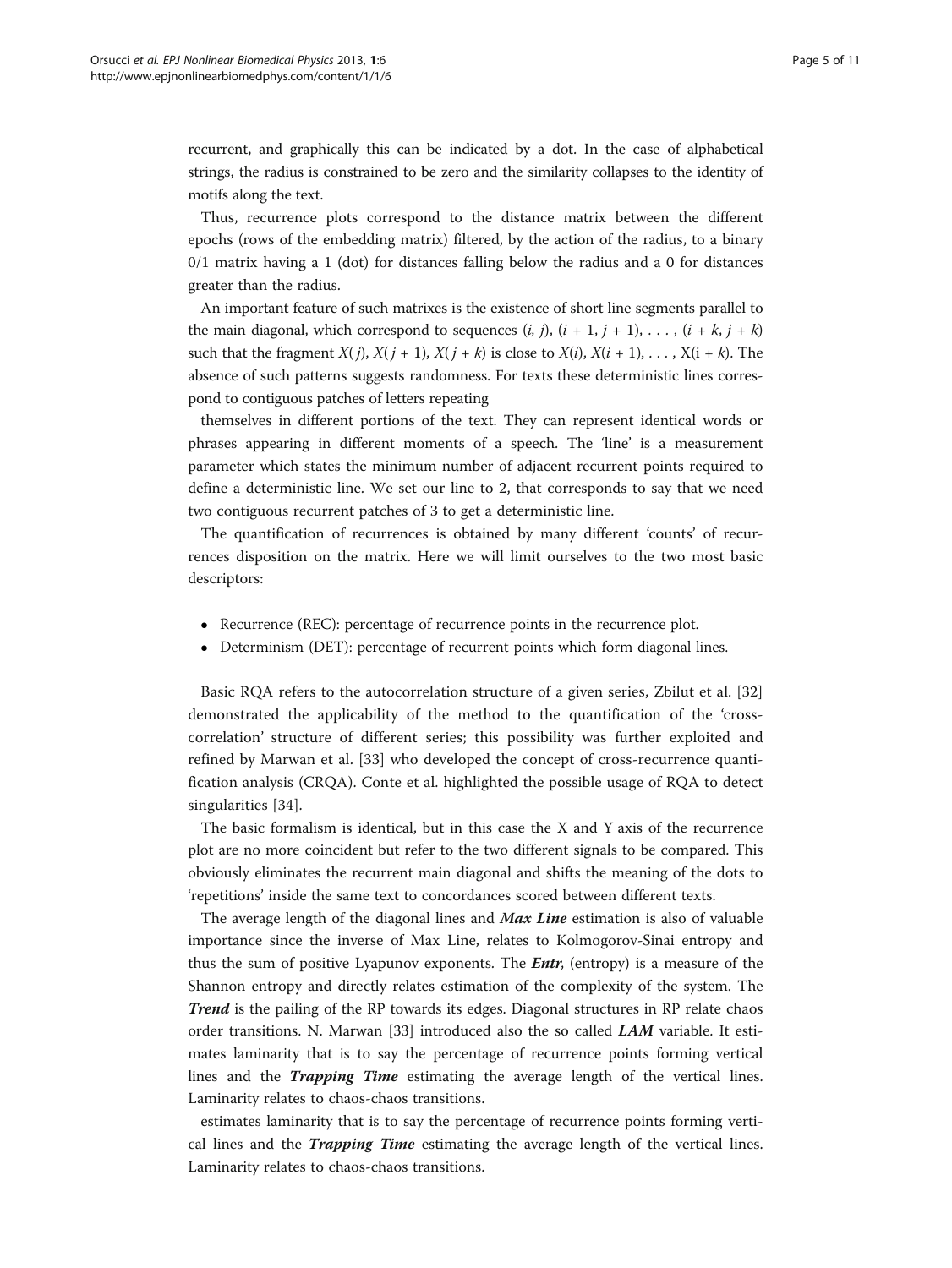recurrent, and graphically this can be indicated by a dot. In the case of alphabetical strings, the radius is constrained to be zero and the similarity collapses to the identity of motifs along the text.

Thus, recurrence plots correspond to the distance matrix between the different epochs (rows of the embedding matrix) filtered, by the action of the radius, to a binary 0/1 matrix having a 1 (dot) for distances falling below the radius and a 0 for distances greater than the radius.

An important feature of such matrixes is the existence of short line segments parallel to the main diagonal, which correspond to sequences $(i, j)$, $(i + 1, j + 1)$, . . . , $(i + k, j + k)$ such that the fragment $X(j)$, $X(j + 1)$, $X(j + k)$ is close to $X(i)$, $X(i + 1)$, . . . , $X(i + k)$. The absence of such patterns suggests randomness. For texts these deterministic lines correspond to contiguous patches of letters repeating

themselves in different portions of the text. They can represent identical words or phrases appearing in different moments of a speech. The 'line' is a measurement parameter which states the minimum number of adjacent recurrent points required to define a deterministic line. We set our line to 2, that corresponds to say that we need two contiguous recurrent patches of 3 to get a deterministic line.

The quantification of recurrences is obtained by many different 'counts' of recurrences disposition on the matrix. Here we will limit ourselves to the two most basic descriptors:

- Recurrence (REC): percentage of recurrence points in the recurrence plot.
- Determinism (DET): percentage of recurrent points which form diagonal lines.

Basic RQA refers to the autocorrelation structure of a given series, Zbilut et al. [32] demonstrated the applicability of the method to the quantification of the 'cross-correlation' structure of different series; this possibility was further exploited and refined by Marwan et al. [33] who developed the concept of cross-recurrence quantification analysis (CRQA). Conte et al. highlighted the possible usage of RQA to detect singularities [34].

The basic formalism is identical, but in this case the X and Y axis of the recurrence plot are no more coincident but refer to the two different signals to be compared. This obviously eliminates the recurrent main diagonal and shifts the meaning of the dots to 'repetitions' inside the same text to concordances scored between different texts.

The average length of the diagonal lines and ***Max Line*** estimation is also of valuable importance since the inverse of Max Line, relates to Kolmogorov-Sinai entropy and thus the sum of positive Lyapunov exponents. The ***Entr***, (entropy) is a measure of the Shannon entropy and directly relates estimation of the complexity of the system. The ***Trend*** is the pailing of the RP towards its edges. Diagonal structures in RP relate chaos order transitions. N. Marwan [33] introduced also the so called ***LAM*** variable. It estimates laminarity that is to say the percentage of recurrence points forming vertical lines and the ***Trapping Time*** estimating the average length of the vertical lines. Laminarity relates to chaos-chaos transitions.

estimates laminarity that is to say the percentage of recurrence points forming vertical lines and the ***Trapping Time*** estimating the average length of the vertical lines. Laminarity relates to chaos-chaos transitions.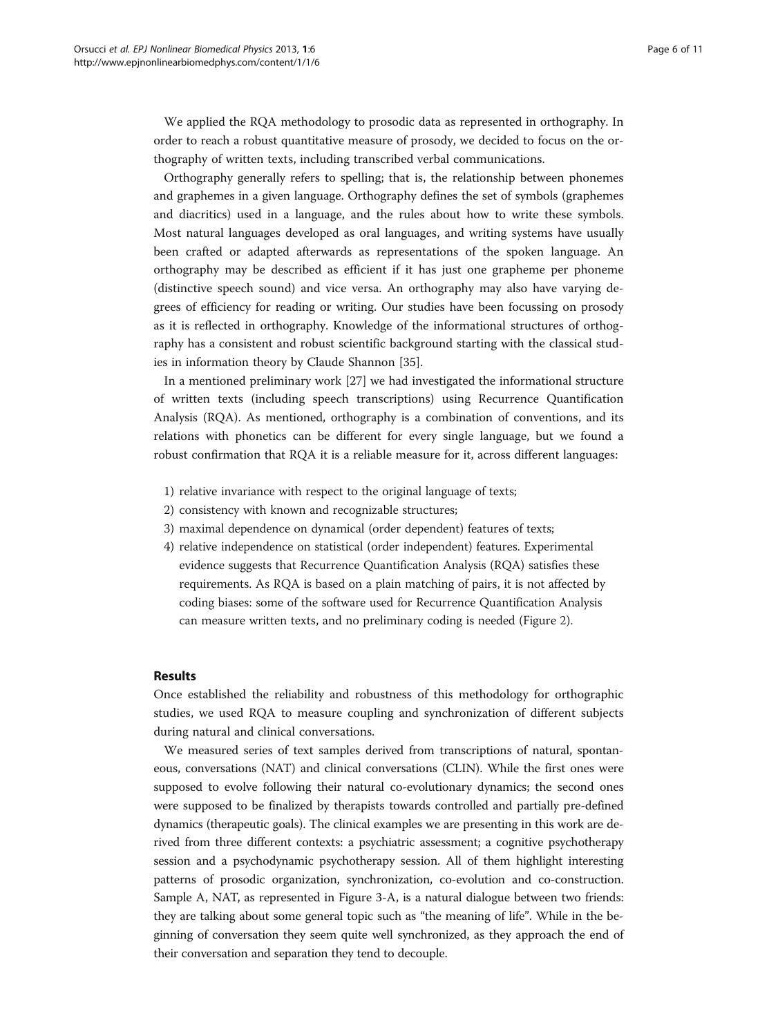We applied the RQA methodology to prosodic data as represented in orthography. In order to reach a robust quantitative measure of prosody, we decided to focus on the orthography of written texts, including transcribed verbal communications.

Orthography generally refers to spelling; that is, the relationship between phonemes and graphemes in a given language. Orthography defines the set of symbols (graphemes and diacritics) used in a language, and the rules about how to write these symbols. Most natural languages developed as oral languages, and writing systems have usually been crafted or adapted afterwards as representations of the spoken language. An orthography may be described as efficient if it has just one grapheme per phoneme (distinctive speech sound) and vice versa. An orthography may also have varying degrees of efficiency for reading or writing. Our studies have been focussing on prosody as it is reflected in orthography. Knowledge of the informational structures of orthography has a consistent and robust scientific background starting with the classical studies in information theory by Claude Shannon [35].

In a mentioned preliminary work [27] we had investigated the informational structure of written texts (including speech transcriptions) using Recurrence Quantification Analysis (RQA). As mentioned, orthography is a combination of conventions, and its relations with phonetics can be different for every single language, but we found a robust confirmation that RQA it is a reliable measure for it, across different languages:

1) relative invariance with respect to the original language of texts;
2) consistency with known and recognizable structures;
3) maximal dependence on dynamical (order dependent) features of texts;
4) relative independence on statistical (order independent) features. Experimental evidence suggests that Recurrence Quantification Analysis (RQA) satisfies these requirements. As RQA is based on a plain matching of pairs, it is not affected by coding biases: some of the software used for Recurrence Quantification Analysis can measure written texts, and no preliminary coding is needed (Figure 2).

## Results

Once established the reliability and robustness of this methodology for orthographic studies, we used RQA to measure coupling and synchronization of different subjects during natural and clinical conversations.

We measured series of text samples derived from transcriptions of natural, spontaneous, conversations (NAT) and clinical conversations (CLIN). While the first ones were supposed to evolve following their natural co-evolutionary dynamics; the second ones were supposed to be finalized by therapists towards controlled and partially pre-defined dynamics (therapeutic goals). The clinical examples we are presenting in this work are derived from three different contexts: a psychiatric assessment; a cognitive psychotherapy session and a psychodynamic psychotherapy session. All of them highlight interesting patterns of prosodic organization, synchronization, co-evolution and co-construction. Sample A, NAT, as represented in Figure 3-A, is a natural dialogue between two friends: they are talking about some general topic such as "the meaning of life". While in the beginning of conversation they seem quite well synchronized, as they approach the end of their conversation and separation they tend to decouple.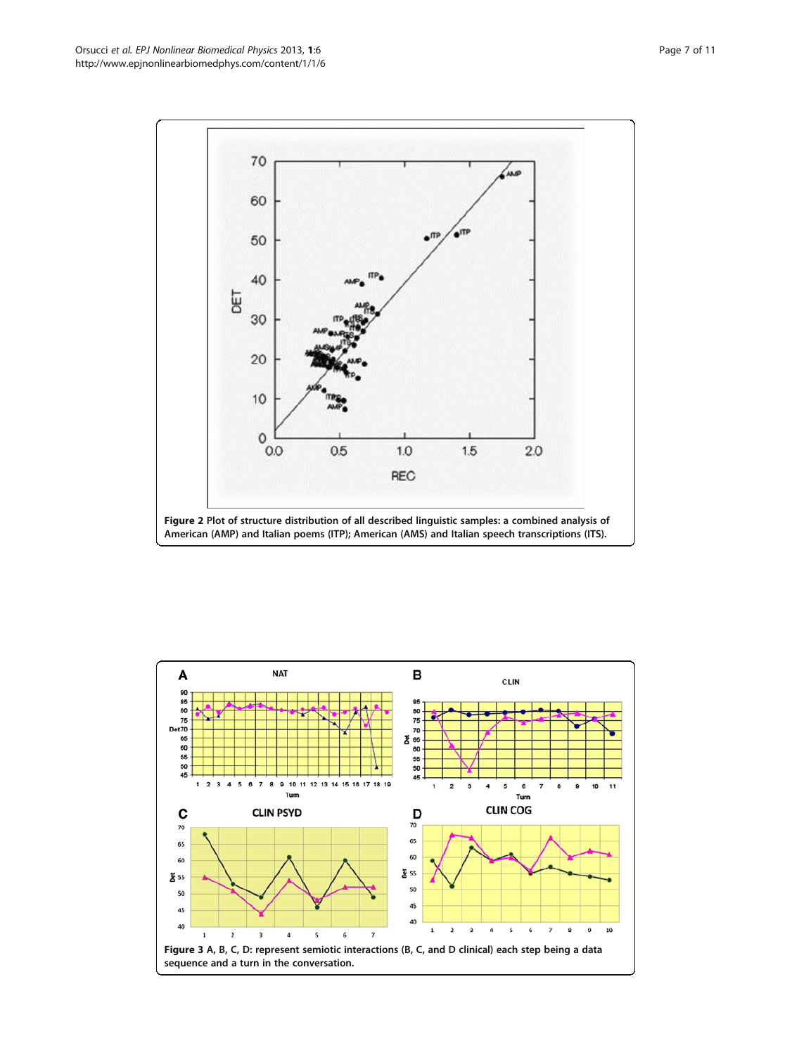**Figure 2** Plot of structure distribution of all described linguistic samples: a combined analysis of American (AMP) and Italian poems (ITP); American (AMS) and Italian speech transcriptions (ITS).

**Figure 3** A, B, C, D: represent semiotic interactions (B, C, and D clinical) each step being a data sequence and a turn in the conversation.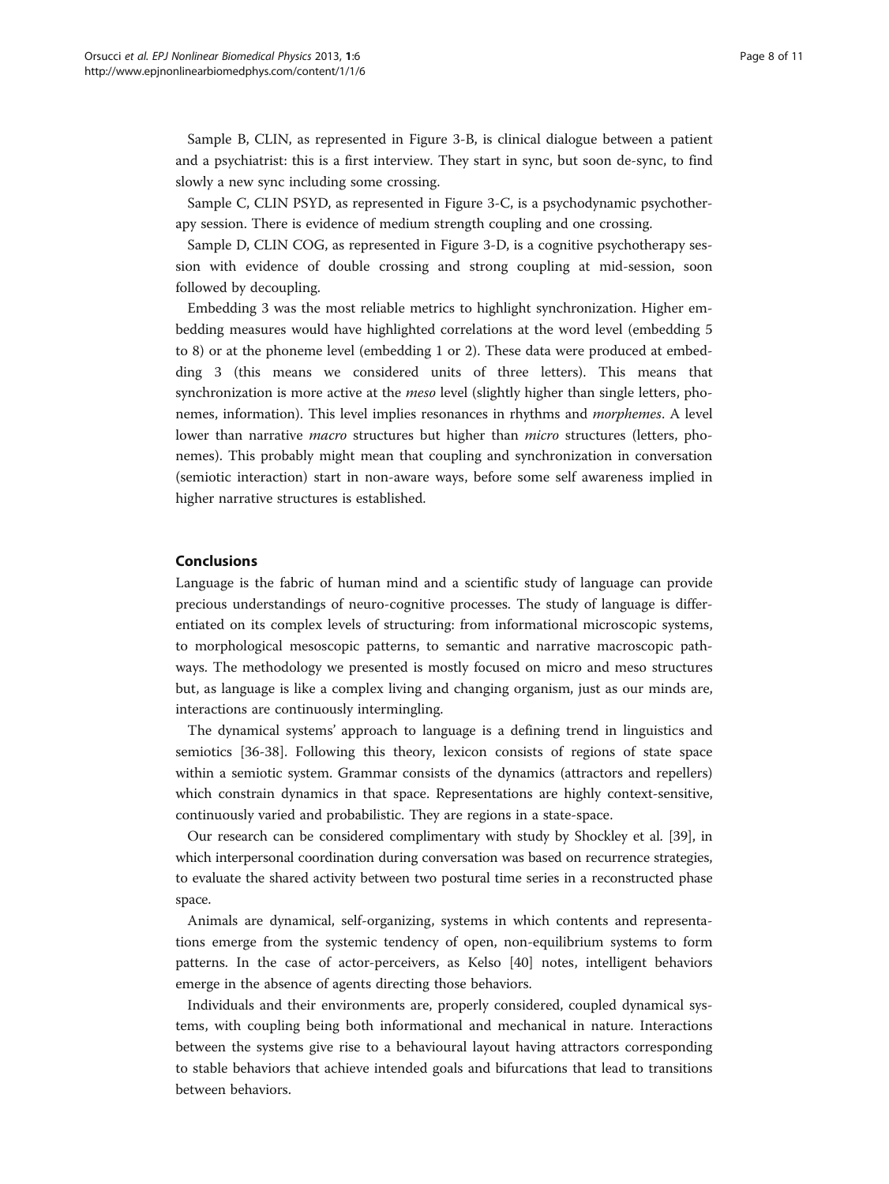Sample B, CLIN, as represented in Figure 3-B, is clinical dialogue between a patient and a psychiatrist: this is a first interview. They start in sync, but soon de-sync, to find slowly a new sync including some crossing.

Sample C, CLIN PSYD, as represented in Figure 3-C, is a psychodynamic psychotherapy session. There is evidence of medium strength coupling and one crossing.

Sample D, CLIN COG, as represented in Figure 3-D, is a cognitive psychotherapy session with evidence of double crossing and strong coupling at mid-session, soon followed by decoupling.

Embedding 3 was the most reliable metrics to highlight synchronization. Higher embedding measures would have highlighted correlations at the word level (embedding 5 to 8) or at the phoneme level (embedding 1 or 2). These data were produced at embedding 3 (this means we considered units of three letters). This means that synchronization is more active at the *meso* level (slightly higher than single letters, phonemes, information). This level implies resonances in rhythms and *morphemes*. A level lower than narrative *macro* structures but higher than *micro* structures (letters, phonemes). This probably might mean that coupling and synchronization in conversation (semiotic interaction) start in non-aware ways, before some self awareness implied in higher narrative structures is established.

## Conclusions

Language is the fabric of human mind and a scientific study of language can provide precious understandings of neuro-cognitive processes. The study of language is differentiated on its complex levels of structuring: from informational microscopic systems, to morphological mesoscopic patterns, to semantic and narrative macroscopic pathways. The methodology we presented is mostly focused on micro and meso structures but, as language is like a complex living and changing organism, just as our minds are, interactions are continuously intermingling.

The dynamical systems' approach to language is a defining trend in linguistics and semiotics [36-38]. Following this theory, lexicon consists of regions of state space within a semiotic system. Grammar consists of the dynamics (attractors and repellers) which constrain dynamics in that space. Representations are highly context-sensitive, continuously varied and probabilistic. They are regions in a state-space.

Our research can be considered complimentary with study by Shockley et al. [39], in which interpersonal coordination during conversation was based on recurrence strategies, to evaluate the shared activity between two postural time series in a reconstructed phase space.

Animals are dynamical, self-organizing, systems in which contents and representations emerge from the systemic tendency of open, non-equilibrium systems to form patterns. In the case of actor-perceivers, as Kelso [40] notes, intelligent behaviors emerge in the absence of agents directing those behaviors.

Individuals and their environments are, properly considered, coupled dynamical systems, with coupling being both informational and mechanical in nature. Interactions between the systems give rise to a behavioural layout having attractors corresponding to stable behaviors that achieve intended goals and bifurcations that lead to transitions between behaviors.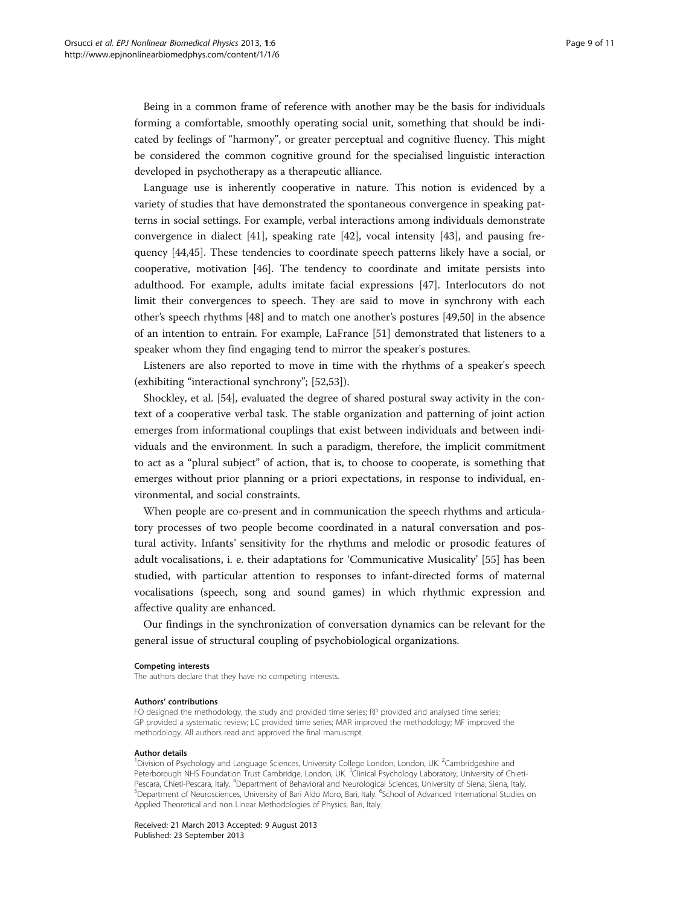Being in a common frame of reference with another may be the basis for individuals forming a comfortable, smoothly operating social unit, something that should be indicated by feelings of "harmony", or greater perceptual and cognitive fluency. This might be considered the common cognitive ground for the specialised linguistic interaction developed in psychotherapy as a therapeutic alliance.

Language use is inherently cooperative in nature. This notion is evidenced by a variety of studies that have demonstrated the spontaneous convergence in speaking patterns in social settings. For example, verbal interactions among individuals demonstrate convergence in dialect [41], speaking rate [42], vocal intensity [43], and pausing frequency [44,45]. These tendencies to coordinate speech patterns likely have a social, or cooperative, motivation [46]. The tendency to coordinate and imitate persists into adulthood. For example, adults imitate facial expressions [47]. Interlocutors do not limit their convergences to speech. They are said to move in synchrony with each other's speech rhythms [48] and to match one another's postures [49,50] in the absence of an intention to entrain. For example, LaFrance [51] demonstrated that listeners to a speaker whom they find engaging tend to mirror the speaker's postures.

Listeners are also reported to move in time with the rhythms of a speaker's speech (exhibiting "interactional synchrony"; [52,53]).

Shockley, et al. [54], evaluated the degree of shared postural sway activity in the context of a cooperative verbal task. The stable organization and patterning of joint action emerges from informational couplings that exist between individuals and between individuals and the environment. In such a paradigm, therefore, the implicit commitment to act as a "plural subject" of action, that is, to choose to cooperate, is something that emerges without prior planning or a priori expectations, in response to individual, environmental, and social constraints.

When people are co-present and in communication the speech rhythms and articulatory processes of two people become coordinated in a natural conversation and postural activity. Infants' sensitivity for the rhythms and melodic or prosodic features of adult vocalisations, i. e. their adaptations for 'Communicative Musicality' [55] has been studied, with particular attention to responses to infant-directed forms of maternal vocalisations (speech, song and sound games) in which rhythmic expression and affective quality are enhanced.

Our findings in the synchronization of conversation dynamics can be relevant for the general issue of structural coupling of psychobiological organizations.

#### Competing interests
The authors declare that they have no competing interests.

#### Authors' contributions
FO designed the methodology, the study and provided time series; RP provided and analysed time series; GP provided a systematic review; LC provided time series; MAR improved the methodology; MF improved the methodology. All authors read and approved the final manuscript.

#### Author details
[1]Division of Psychology and Language Sciences, University College London, London, UK. [2]Cambridgeshire and Peterborough NHS Foundation Trust Cambridge, London, UK. [3]Clinical Psychology Laboratory, University of Chieti-Pescara, Chieti-Pescara, Italy. [4]Department of Behavioral and Neurological Sciences, University of Siena, Siena, Italy. [5]Department of Neurosciences, University of Bari Aldo Moro, Bari, Italy. [6]School of Advanced International Studies on Applied Theoretical and non Linear Methodologies of Physics, Bari, Italy.

Received: 21 March 2013 Accepted: 9 August 2013
Published: 23 September 2013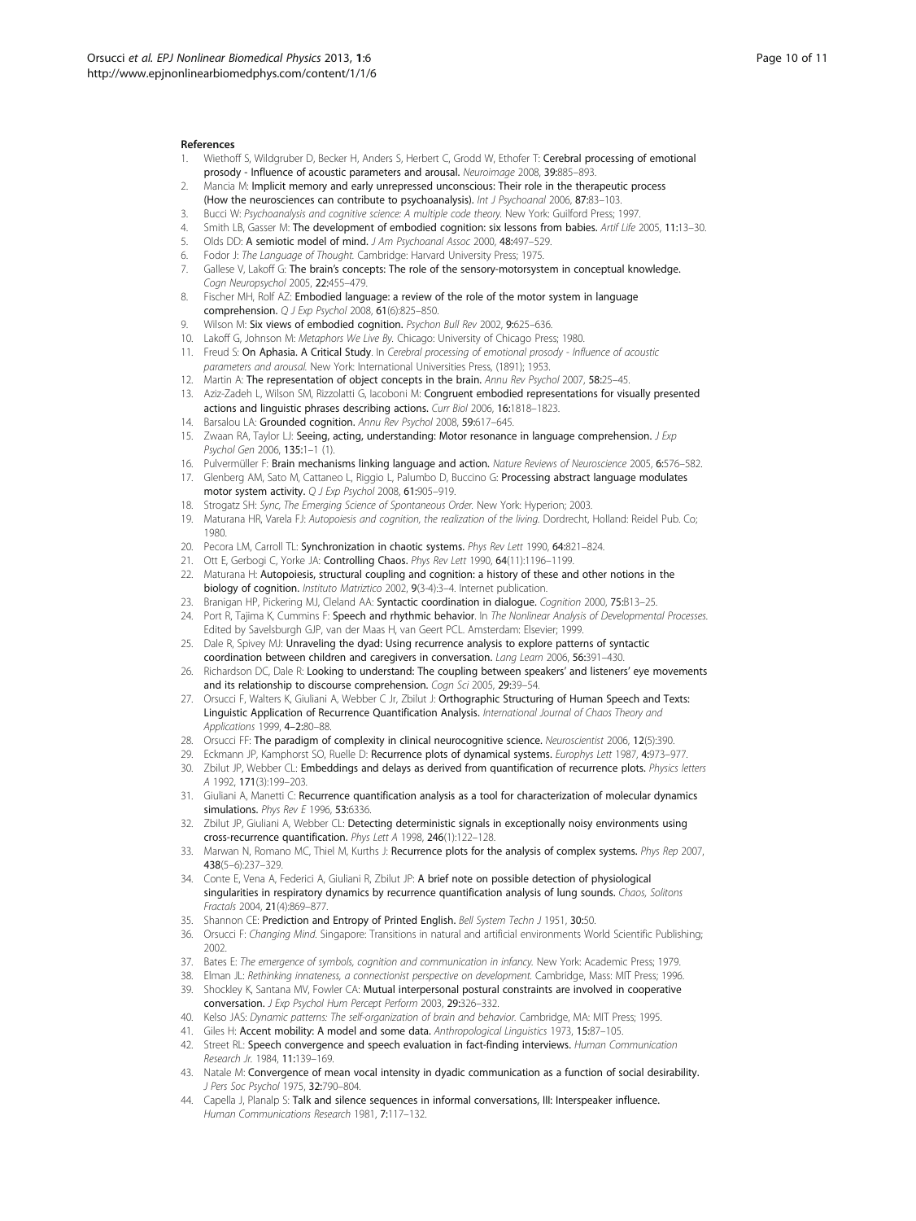### References

1. Wiethoff S, Wildgruber D, Becker H, Anders S, Herbert C, Grodd W, Ethofer T: **Cerebral processing of emotional prosody - Influence of acoustic parameters and arousal.** *Neuroimage* 2008, **39:**885–893.
2. Mancia M: **Implicit memory and early unrepressed unconscious: Their role in the therapeutic process (How the neurosciences can contribute to psychoanalysis).** *Int J Psychoanal* 2006, **87:**83–103.
3. Bucci W: *Psychoanalysis and cognitive science: A multiple code theory.* New York: Guilford Press; 1997.
4. Smith LB, Gasser M: **The development of embodied cognition: six lessons from babies.** *Artif Life* 2005, **11:**13–30.
5. Olds DD: **A semiotic model of mind.** *J Am Psychoanal Assoc* 2000, **48:**497–529.
6. Fodor J: *The Language of Thought.* Cambridge: Harvard University Press; 1975.
7. Gallese V, Lakoff G: **The brain's concepts: The role of the sensory-motorsystem in conceptual knowledge.** *Cogn Neuropsychol* 2005, **22:**455–479.
8. Fischer MH, Rolf AZ: **Embodied language: a review of the role of the motor system in language comprehension.** *Q J Exp Psychol* 2008, **61**(6):825–850.
9. Wilson M: **Six views of embodied cognition.** *Psychon Bull Rev* 2002, **9:**625–636.
10. Lakoff G, Johnson M: *Metaphors We Live By.* Chicago: University of Chicago Press; 1980.
11. Freud S: **On Aphasia. A Critical Study.** In *Cerebral processing of emotional prosody - Influence of acoustic parameters and arousal.* New York: International Universities Press, (1891); 1953.
12. Martin A: **The representation of object concepts in the brain.** *Annu Rev Psychol* 2007, **58:**25–45.
13. Aziz-Zadeh L, Wilson SM, Rizzolatti G, Iacoboni M: **Congruent embodied representations for visually presented actions and linguistic phrases describing actions.** *Curr Biol* 2006, **16:**1818–1823.
14. Barsalou LA: **Grounded cognition.** *Annu Rev Psychol* 2008, **59:**617–645.
15. Zwaan RA, Taylor LJ: **Seeing, acting, understanding: Motor resonance in language comprehension.** *J Exp Psychol Gen* 2006, **135:**1–1 (1).
16. Pulvermüller F: **Brain mechanisms linking language and action.** *Nature Reviews of Neuroscience* 2005, **6:**576–582.
17. Glenberg AM, Sato M, Cattaneo L, Riggio L, Palumbo D, Buccino G: **Processing abstract language modulates motor system activity.** *Q J Exp Psychol* 2008, **61:**905–919.
18. Strogatz SH: *Sync, The Emerging Science of Spontaneous Order.* New York: Hyperion; 2003.
19. Maturana HR, Varela FJ: *Autopoiesis and cognition, the realization of the living.* Dordrecht, Holland: Reidel Pub. Co; 1980.
20. Pecora LM, Carroll TL: **Synchronization in chaotic systems.** *Phys Rev Lett* 1990, **64:**821–824.
21. Ott E, Gerbogi C, Yorke JA: **Controlling Chaos.** *Phys Rev Lett* 1990, **64**(11):1196–1199.
22. Maturana H: **Autopoiesis, structural coupling and cognition: a history of these and other notions in the biology of cognition.** *Instituto Matriztico* 2002, **9**(3-4):3–4. Internet publication.
23. Branigan HP, Pickering MJ, Cleland AA: **Syntactic coordination in dialogue.** *Cognition* 2000, **75:**B13–25.
24. Port R, Tajima K, Cummins F: **Speech and rhythmic behavior.** In *The Nonlinear Analysis of Developmental Processes.* Edited by Savelsburgh GJP, van der Maas H, van Geert PCL. Amsterdam: Elsevier; 1999.
25. Dale R, Spivey MJ: **Unraveling the dyad: Using recurrence analysis to explore patterns of syntactic coordination between children and caregivers in conversation.** *Lang Learn* 2006, **56:**391–430.
26. Richardson DC, Dale R: **Looking to understand: The coupling between speakers' and listeners' eye movements and its relationship to discourse comprehension.** *Cogn Sci* 2005, **29:**39–54.
27. Orsucci F, Walters K, Giuliani A, Webber C Jr, Zbilut J: **Orthographic Structuring of Human Speech and Texts: Linguistic Application of Recurrence Quantification Analysis.** *International Journal of Chaos Theory and Applications* 1999, **4–2:**80–88.
28. Orsucci FF: **The paradigm of complexity in clinical neurocognitive science.** *Neuroscientist* 2006, **12**(5):390.
29. Eckmann JP, Kamphorst SO, Ruelle D: **Recurrence plots of dynamical systems.** *Europhys Lett* 1987, **4:**973–977.
30. Zbilut JP, Webber CL: **Embeddings and delays as derived from quantification of recurrence plots.** *Physics letters A* 1992, **171**(3):199–203.
31. Giuliani A, Manetti C: **Recurrence quantification analysis as a tool for characterization of molecular dynamics simulations.** *Phys Rev E* 1996, **53:**6336.
32. Zbilut JP, Giuliani A, Webber CL: **Detecting deterministic signals in exceptionally noisy environments using cross-recurrence quantification.** *Phys Lett A* 1998, **246**(1):122–128.
33. Marwan N, Romano MC, Thiel M, Kurths J: **Recurrence plots for the analysis of complex systems.** *Phys Rep* 2007, **438**(5–6):237–329.
34. Conte E, Vena A, Federici A, Giuliani R, Zbilut JP: **A brief note on possible detection of physiological singularities in respiratory dynamics by recurrence quantification analysis of lung sounds.** *Chaos, Solitons Fractals* 2004, **21**(4):869–877.
35. Shannon CE: **Prediction and Entropy of Printed English.** *Bell System Techn J* 1951, **30:**50.
36. Orsucci F: *Changing Mind.* Singapore: Transitions in natural and artificial environments World Scientific Publishing; 2002.
37. Bates E: *The emergence of symbols, cognition and communication in infancy.* New York: Academic Press; 1979.
38. Elman JL: *Rethinking innateness, a connectionist perspective on development.* Cambridge, Mass: MIT Press; 1996.
39. Shockley K, Santana MV, Fowler CA: **Mutual interpersonal postural constraints are involved in cooperative conversation.** *J Exp Psychol Hum Percept Perform* 2003, **29:**326–332.
40. Kelso JAS: *Dynamic patterns: The self-organization of brain and behavior.* Cambridge, MA: MIT Press; 1995.
41. Giles H: **Accent mobility: A model and some data.** *Anthropological Linguistics* 1973, **15:**87–105.
42. Street RL: **Speech convergence and speech evaluation in fact-finding interviews.** *Human Communication Research Jr.* 1984, **11:**139–169.
43. Natale M: **Convergence of mean vocal intensity in dyadic communication as a function of social desirability.** *J Pers Soc Psychol* 1975, **32:**790–804.
44. Capella J, Planalp S: **Talk and silence sequences in informal conversations, III: Interspeaker influence.** *Human Communications Research* 1981, **7:**117–132.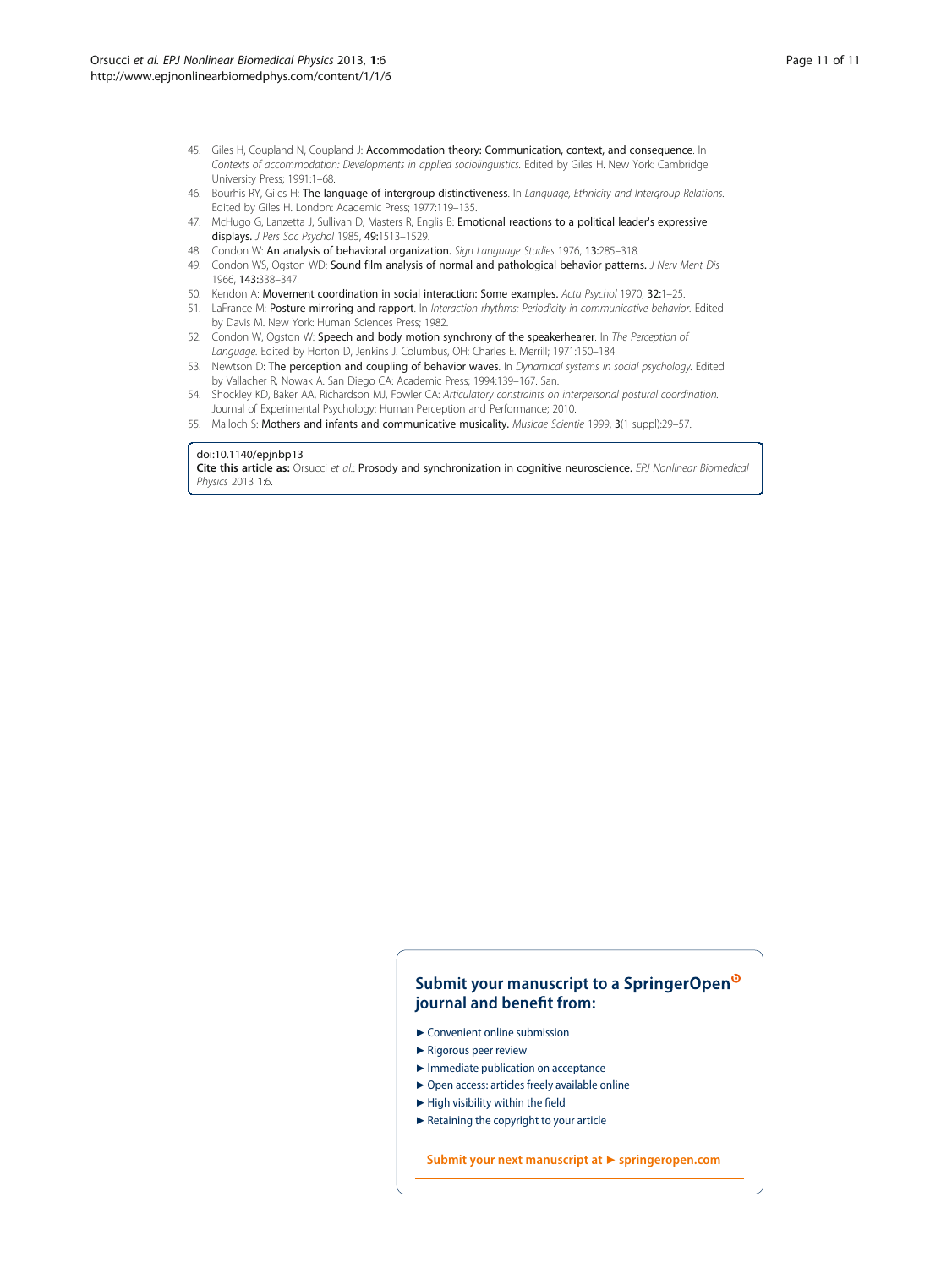45. Giles H, Coupland N, Coupland J: **Accommodation theory: Communication, context, and consequence**. In *Contexts of accommodation: Developments in applied sociolinguistics*. Edited by Giles H. New York: Cambridge University Press; 1991:1–68.
46. Bourhis RY, Giles H: **The language of intergroup distinctiveness**. In *Language, Ethnicity and Intergroup Relations*. Edited by Giles H. London: Academic Press; 1977:119–135.
47. McHugo G, Lanzetta J, Sullivan D, Masters R, Englis B: **Emotional reactions to a political leader's expressive displays.** *J Pers Soc Psychol* 1985, **49:**1513–1529.
48. Condon W: **An analysis of behavioral organization.** *Sign Language Studies* 1976, **13:**285–318.
49. Condon WS, Ogston WD: **Sound film analysis of normal and pathological behavior patterns.** *J Nerv Ment Dis* 1966, **143:**338–347.
50. Kendon A: **Movement coordination in social interaction: Some examples.** *Acta Psychol* 1970, **32:**1–25.
51. LaFrance M: **Posture mirroring and rapport**. In *Interaction rhythms: Periodicity in communicative behavior.* Edited by Davis M. New York: Human Sciences Press; 1982.
52. Condon W, Ogston W: **Speech and body motion synchrony of the speakerhearer**. In *The Perception of Language*. Edited by Horton D, Jenkins J. Columbus, OH: Charles E. Merrill; 1971:150–184.
53. Newtson D: **The perception and coupling of behavior waves**. In *Dynamical systems in social psychology*. Edited by Vallacher R, Nowak A. San Diego CA: Academic Press; 1994:139–167. San.
54. Shockley KD, Baker AA, Richardson MJ, Fowler CA: *Articulatory constraints on interpersonal postural coordination.* Journal of Experimental Psychology: Human Perception and Performance; 2010.
55. Malloch S: **Mothers and infants and communicative musicality.** *Musicae Scientie* 1999, **3**(1 suppl):29–57.

doi:10.1140/epjnbp13
**Cite this article as:** Orsucci *et al.*: Prosody and synchronization in cognitive neuroscience. *EPJ Nonlinear Biomedical Physics* 2013 **1**:6.

**Submit your manuscript to a SpringerOpen journal and benefit from:**

- ► Convenient online submission
- ► Rigorous peer review
- ► Immediate publication on acceptance
- ► Open access: articles freely available online
- ► High visibility within the field
- ► Retaining the copyright to your article

**Submit your next manuscript at ► springeropen.com**